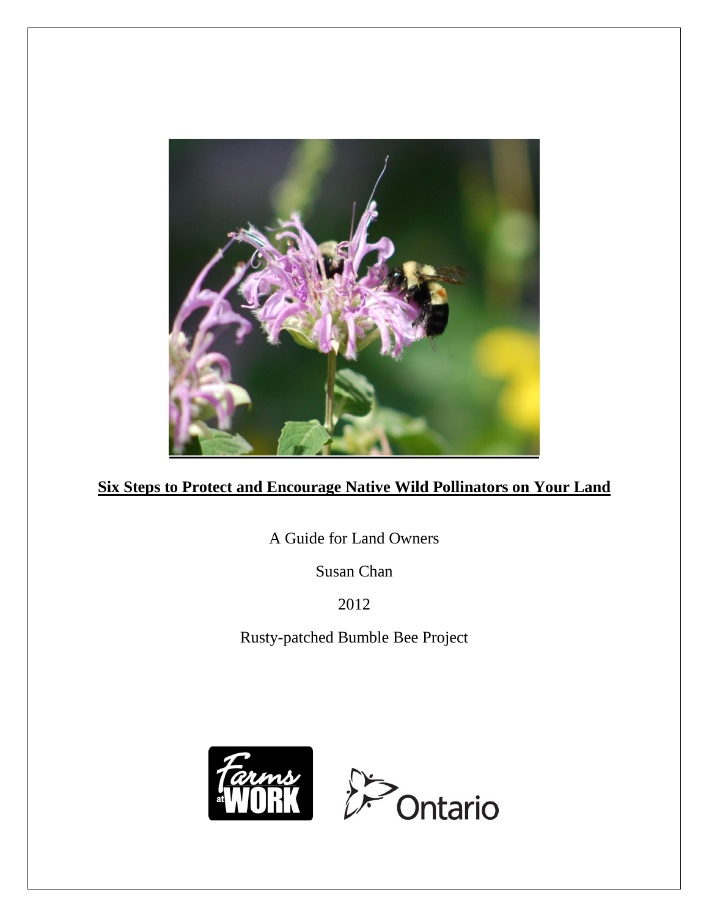# Six Steps to Protect and Encourage Native Wild Pollinators on Your Land

A Guide for Land Owners

Susan Chan

2012

Rusty-patched Bumble Bee Project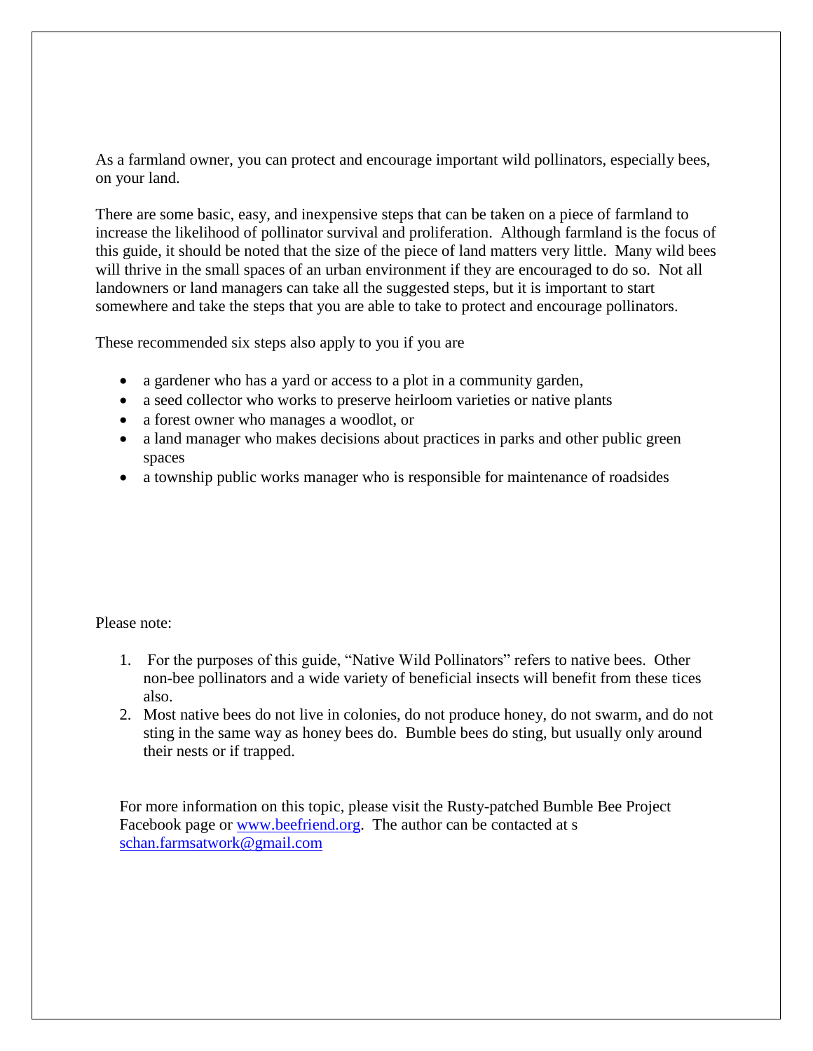As a farmland owner, you can protect and encourage important wild pollinators, especially bees, on your land.

There are some basic, easy, and inexpensive steps that can be taken on a piece of farmland to increase the likelihood of pollinator survival and proliferation. Although farmland is the focus of this guide, it should be noted that the size of the piece of land matters very little. Many wild bees will thrive in the small spaces of an urban environment if they are encouraged to do so. Not all landowners or land managers can take all the suggested steps, but it is important to start somewhere and take the steps that you are able to take to protect and encourage pollinators.

These recommended six steps also apply to you if you are

- a gardener who has a yard or access to a plot in a community garden,
- a seed collector who works to preserve heirloom varieties or native plants
- a forest owner who manages a woodlot, or
- a land manager who makes decisions about practices in parks and other public green spaces
- a township public works manager who is responsible for maintenance of roadsides

Please note:

1. For the purposes of this guide, "Native Wild Pollinators" refers to native bees. Other non-bee pollinators and a wide variety of beneficial insects will benefit from these tices also.
2. Most native bees do not live in colonies, do not produce honey, do not swarm, and do not sting in the same way as honey bees do. Bumble bees do sting, but usually only around their nests or if trapped.

For more information on this topic, please visit the Rusty-patched Bumble Bee Project Facebook page or [www.beefriend.org](http://www.beefriend.org). The author can be contacted at s [schan.farmsatwork@gmail.com](mailto:schan.farmsatwork@gmail.com)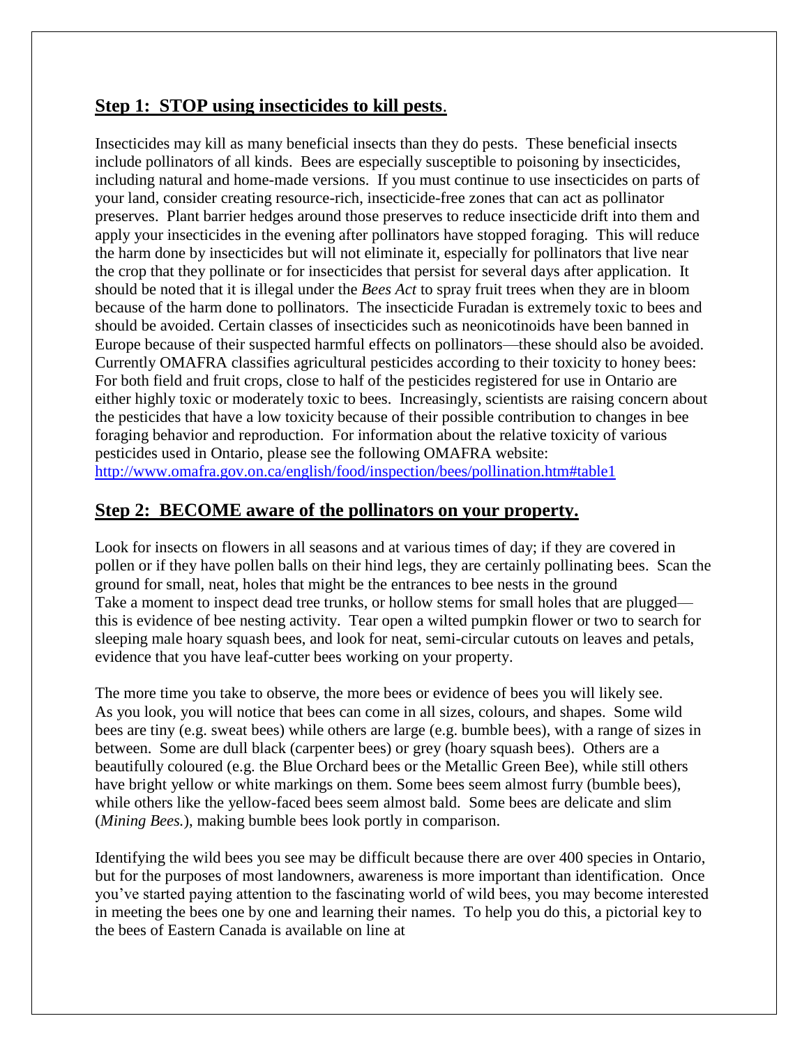## Step 1: STOP using insecticides to kill pests.

Insecticides may kill as many beneficial insects than they do pests. These beneficial insects include pollinators of all kinds. Bees are especially susceptible to poisoning by insecticides, including natural and home-made versions. If you must continue to use insecticides on parts of your land, consider creating resource-rich, insecticide-free zones that can act as pollinator preserves. Plant barrier hedges around those preserves to reduce insecticide drift into them and apply your insecticides in the evening after pollinators have stopped foraging. This will reduce the harm done by insecticides but will not eliminate it, especially for pollinators that live near the crop that they pollinate or for insecticides that persist for several days after application. It should be noted that it is illegal under the *Bees Act* to spray fruit trees when they are in bloom because of the harm done to pollinators. The insecticide Furadan is extremely toxic to bees and should be avoided. Certain classes of insecticides such as neonicotinoids have been banned in Europe because of their suspected harmful effects on pollinators—these should also be avoided. Currently OMAFRA classifies agricultural pesticides according to their toxicity to honey bees: For both field and fruit crops, close to half of the pesticides registered for use in Ontario are either highly toxic or moderately toxic to bees. Increasingly, scientists are raising concern about the pesticides that have a low toxicity because of their possible contribution to changes in bee foraging behavior and reproduction. For information about the relative toxicity of various pesticides used in Ontario, please see the following OMAFRA website: http://www.omafra.gov.on.ca/english/food/inspection/bees/pollination.htm#table1

## Step 2: BECOME aware of the pollinators on your property.

Look for insects on flowers in all seasons and at various times of day; if they are covered in pollen or if they have pollen balls on their hind legs, they are certainly pollinating bees. Scan the ground for small, neat, holes that might be the entrances to bee nests in the ground Take a moment to inspect dead tree trunks, or hollow stems for small holes that are plugged—this is evidence of bee nesting activity. Tear open a wilted pumpkin flower or two to search for sleeping male hoary squash bees, and look for neat, semi-circular cutouts on leaves and petals, evidence that you have leaf-cutter bees working on your property.

The more time you take to observe, the more bees or evidence of bees you will likely see. As you look, you will notice that bees can come in all sizes, colours, and shapes. Some wild bees are tiny (e.g. sweat bees) while others are large (e.g. bumble bees), with a range of sizes in between. Some are dull black (carpenter bees) or grey (hoary squash bees). Others are a beautifully coloured (e.g. the Blue Orchard bees or the Metallic Green Bee), while still others have bright yellow or white markings on them. Some bees seem almost furry (bumble bees), while others like the yellow-faced bees seem almost bald. Some bees are delicate and slim (*Mining Bees.*), making bumble bees look portly in comparison.

Identifying the wild bees you see may be difficult because there are over 400 species in Ontario, but for the purposes of most landowners, awareness is more important than identification. Once you've started paying attention to the fascinating world of wild bees, you may become interested in meeting the bees one by one and learning their names. To help you do this, a pictorial key to the bees of Eastern Canada is available on line at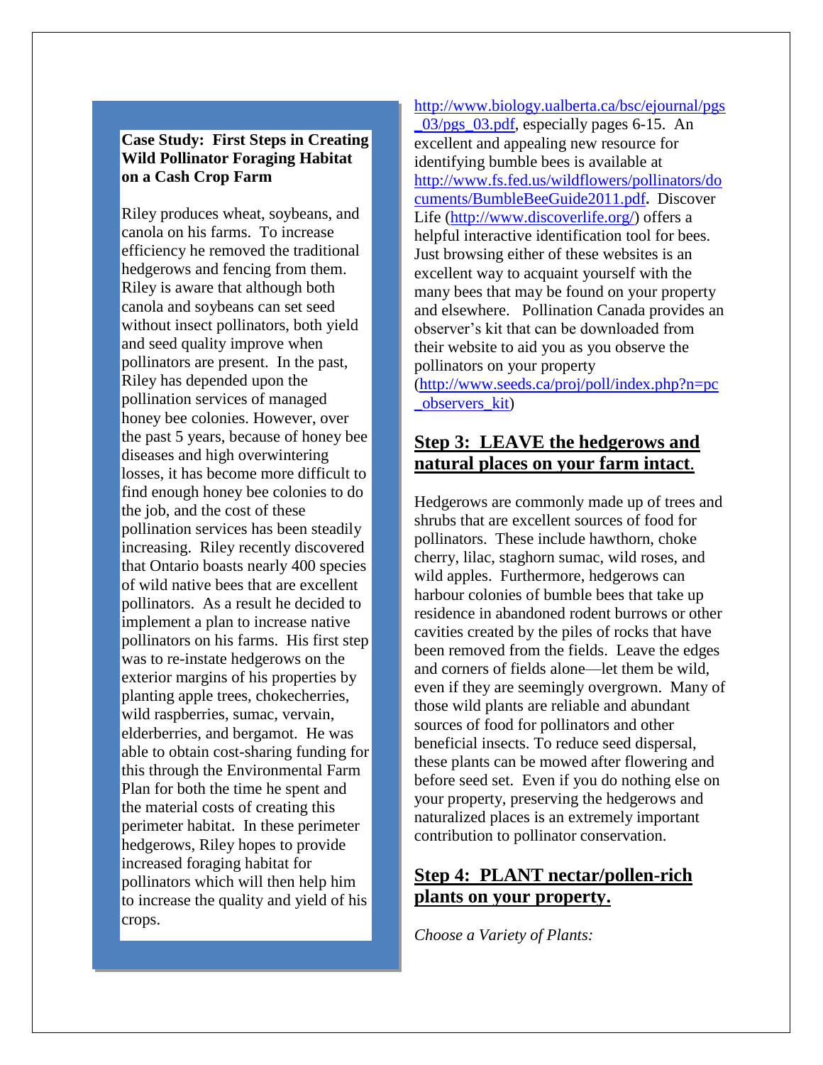**Case Study: First Steps in Creating Wild Pollinator Foraging Habitat on a Cash Crop Farm**

Riley produces wheat, soybeans, and canola on his farms. To increase efficiency he removed the traditional hedgerows and fencing from them. Riley is aware that although both canola and soybeans can set seed without insect pollinators, both yield and seed quality improve when pollinators are present. In the past, Riley has depended upon the pollination services of managed honey bee colonies. However, over the past 5 years, because of honey bee diseases and high overwintering losses, it has become more difficult to find enough honey bee colonies to do the job, and the cost of these pollination services has been steadily increasing. Riley recently discovered that Ontario boasts nearly 400 species of wild native bees that are excellent pollinators. As a result he decided to implement a plan to increase native pollinators on his farms. His first step was to re-instate hedgerows on the exterior margins of his properties by planting apple trees, chokecherries, wild raspberries, sumac, vervain, elderberries, and bergamot. He was able to obtain cost-sharing funding for this through the Environmental Farm Plan for both the time he spent and the material costs of creating this perimeter habitat. In these perimeter hedgerows, Riley hopes to provide increased foraging habitat for pollinators which will then help him to increase the quality and yield of his crops.

http://www.biology.ualberta.ca/bsc/ejournal/pgs_03/pgs_03.pdf, especially pages 6-15. An excellent and appealing new resource for identifying bumble bees is available at http://www.fs.fed.us/wildflowers/pollinators/documents/BumbleBeeGuide2011.pdf**.** Discover Life (http://www.discoverlife.org/) offers a helpful interactive identification tool for bees. Just browsing either of these websites is an excellent way to acquaint yourself with the many bees that may be found on your property and elsewhere. Pollination Canada provides an observer's kit that can be downloaded from their website to aid you as you observe the pollinators on your property (http://www.seeds.ca/proj/poll/index.php?n=pc_observers_kit)

## Step 3: LEAVE the hedgerows and natural places on your farm intact.

Hedgerows are commonly made up of trees and shrubs that are excellent sources of food for pollinators. These include hawthorn, choke cherry, lilac, staghorn sumac, wild roses, and wild apples. Furthermore, hedgerows can harbour colonies of bumble bees that take up residence in abandoned rodent burrows or other cavities created by the piles of rocks that have been removed from the fields. Leave the edges and corners of fields alone—let them be wild, even if they are seemingly overgrown. Many of those wild plants are reliable and abundant sources of food for pollinators and other beneficial insects. To reduce seed dispersal, these plants can be mowed after flowering and before seed set. Even if you do nothing else on your property, preserving the hedgerows and naturalized places is an extremely important contribution to pollinator conservation.

## Step 4: PLANT nectar/pollen-rich plants on your property.

*Choose a Variety of Plants:*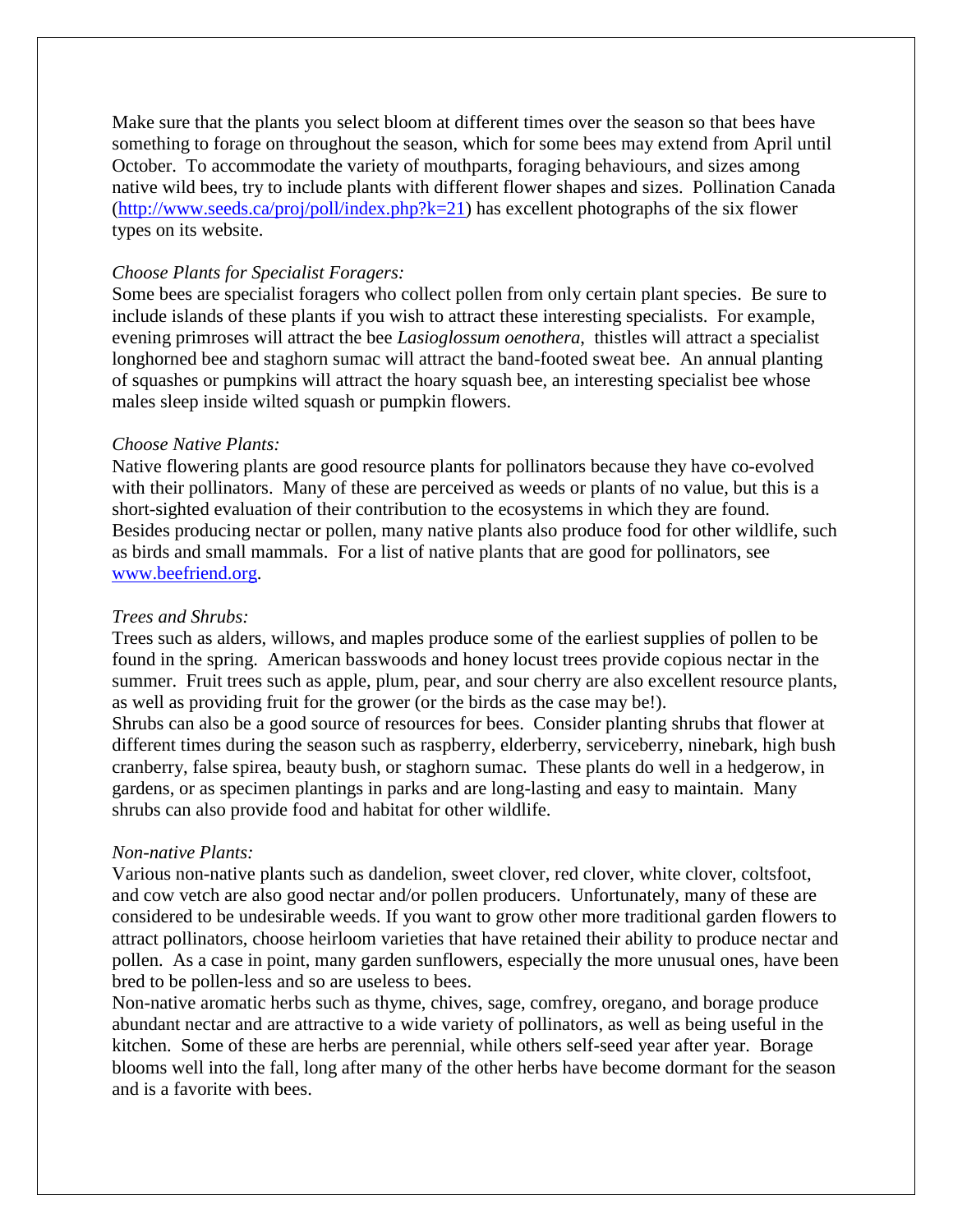Make sure that the plants you select bloom at different times over the season so that bees have something to forage on throughout the season, which for some bees may extend from April until October. To accommodate the variety of mouthparts, foraging behaviours, and sizes among native wild bees, try to include plants with different flower shapes and sizes. Pollination Canada (http://www.seeds.ca/proj/poll/index.php?k=21) has excellent photographs of the six flower types on its website.

*Choose Plants for Specialist Foragers:*
Some bees are specialist foragers who collect pollen from only certain plant species. Be sure to include islands of these plants if you wish to attract these interesting specialists. For example, evening primroses will attract the bee *Lasioglossum oenothera,* thistles will attract a specialist longhorned bee and staghorn sumac will attract the band-footed sweat bee. An annual planting of squashes or pumpkins will attract the hoary squash bee, an interesting specialist bee whose males sleep inside wilted squash or pumpkin flowers.

*Choose Native Plants:*
Native flowering plants are good resource plants for pollinators because they have co-evolved with their pollinators. Many of these are perceived as weeds or plants of no value, but this is a short-sighted evaluation of their contribution to the ecosystems in which they are found. Besides producing nectar or pollen, many native plants also produce food for other wildlife, such as birds and small mammals. For a list of native plants that are good for pollinators, see www.beefriend.org.

*Trees and Shrubs:*
Trees such as alders, willows, and maples produce some of the earliest supplies of pollen to be found in the spring. American basswoods and honey locust trees provide copious nectar in the summer. Fruit trees such as apple, plum, pear, and sour cherry are also excellent resource plants, as well as providing fruit for the grower (or the birds as the case may be!).
Shrubs can also be a good source of resources for bees. Consider planting shrubs that flower at different times during the season such as raspberry, elderberry, serviceberry, ninebark, high bush cranberry, false spirea, beauty bush, or staghorn sumac. These plants do well in a hedgerow, in gardens, or as specimen plantings in parks and are long-lasting and easy to maintain. Many shrubs can also provide food and habitat for other wildlife.

*Non-native Plants:*
Various non-native plants such as dandelion, sweet clover, red clover, white clover, coltsfoot, and cow vetch are also good nectar and/or pollen producers. Unfortunately, many of these are considered to be undesirable weeds. If you want to grow other more traditional garden flowers to attract pollinators, choose heirloom varieties that have retained their ability to produce nectar and pollen. As a case in point, many garden sunflowers, especially the more unusual ones, have been bred to be pollen-less and so are useless to bees.
Non-native aromatic herbs such as thyme, chives, sage, comfrey, oregano, and borage produce abundant nectar and are attractive to a wide variety of pollinators, as well as being useful in the kitchen. Some of these are herbs are perennial, while others self-seed year after year. Borage blooms well into the fall, long after many of the other herbs have become dormant for the season and is a favorite with bees.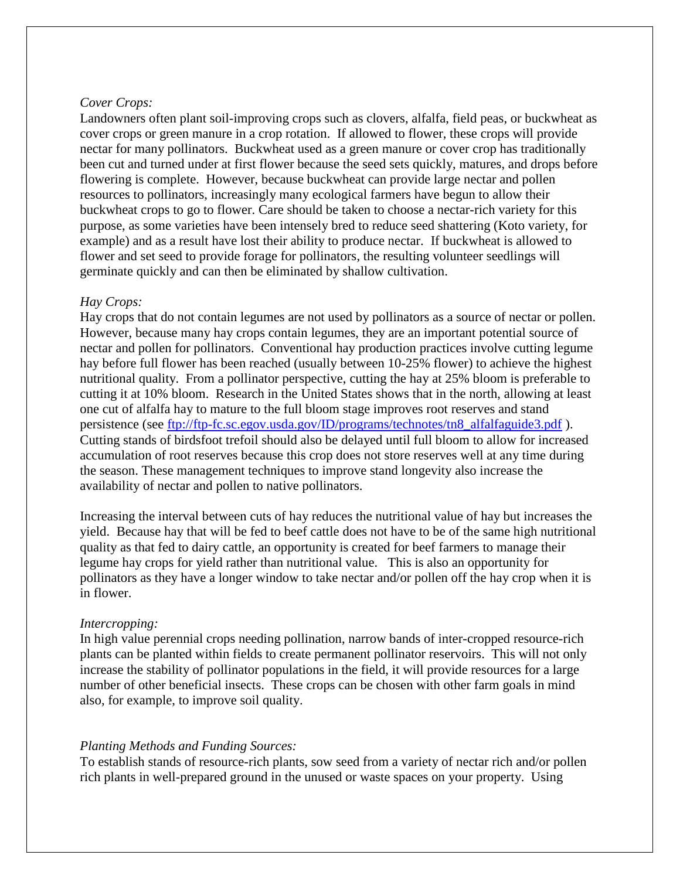*Cover Crops:*

Landowners often plant soil-improving crops such as clovers, alfalfa, field peas, or buckwheat as cover crops or green manure in a crop rotation. If allowed to flower, these crops will provide nectar for many pollinators. Buckwheat used as a green manure or cover crop has traditionally been cut and turned under at first flower because the seed sets quickly, matures, and drops before flowering is complete. However, because buckwheat can provide large nectar and pollen resources to pollinators, increasingly many ecological farmers have begun to allow their buckwheat crops to go to flower. Care should be taken to choose a nectar-rich variety for this purpose, as some varieties have been intensely bred to reduce seed shattering (Koto variety, for example) and as a result have lost their ability to produce nectar. If buckwheat is allowed to flower and set seed to provide forage for pollinators, the resulting volunteer seedlings will germinate quickly and can then be eliminated by shallow cultivation.

*Hay Crops:*

Hay crops that do not contain legumes are not used by pollinators as a source of nectar or pollen. However, because many hay crops contain legumes, they are an important potential source of nectar and pollen for pollinators. Conventional hay production practices involve cutting legume hay before full flower has been reached (usually between 10-25% flower) to achieve the highest nutritional quality. From a pollinator perspective, cutting the hay at 25% bloom is preferable to cutting it at 10% bloom. Research in the United States shows that in the north, allowing at least one cut of alfalfa hay to mature to the full bloom stage improves root reserves and stand persistence (see [ftp://ftp-fc.sc.egov.usda.gov/ID/programs/technotes/tn8_alfalfaguide3.pdf](ftp://ftp-fc.sc.egov.usda.gov/ID/programs/technotes/tn8_alfalfaguide3.pdf) ). Cutting stands of birdsfoot trefoil should also be delayed until full bloom to allow for increased accumulation of root reserves because this crop does not store reserves well at any time during the season. These management techniques to improve stand longevity also increase the availability of nectar and pollen to native pollinators.

Increasing the interval between cuts of hay reduces the nutritional value of hay but increases the yield. Because hay that will be fed to beef cattle does not have to be of the same high nutritional quality as that fed to dairy cattle, an opportunity is created for beef farmers to manage their legume hay crops for yield rather than nutritional value. This is also an opportunity for pollinators as they have a longer window to take nectar and/or pollen off the hay crop when it is in flower.

*Intercropping:*

In high value perennial crops needing pollination, narrow bands of inter-cropped resource-rich plants can be planted within fields to create permanent pollinator reservoirs. This will not only increase the stability of pollinator populations in the field, it will provide resources for a large number of other beneficial insects. These crops can be chosen with other farm goals in mind also, for example, to improve soil quality.

*Planting Methods and Funding Sources:*

To establish stands of resource-rich plants, sow seed from a variety of nectar rich and/or pollen rich plants in well-prepared ground in the unused or waste spaces on your property. Using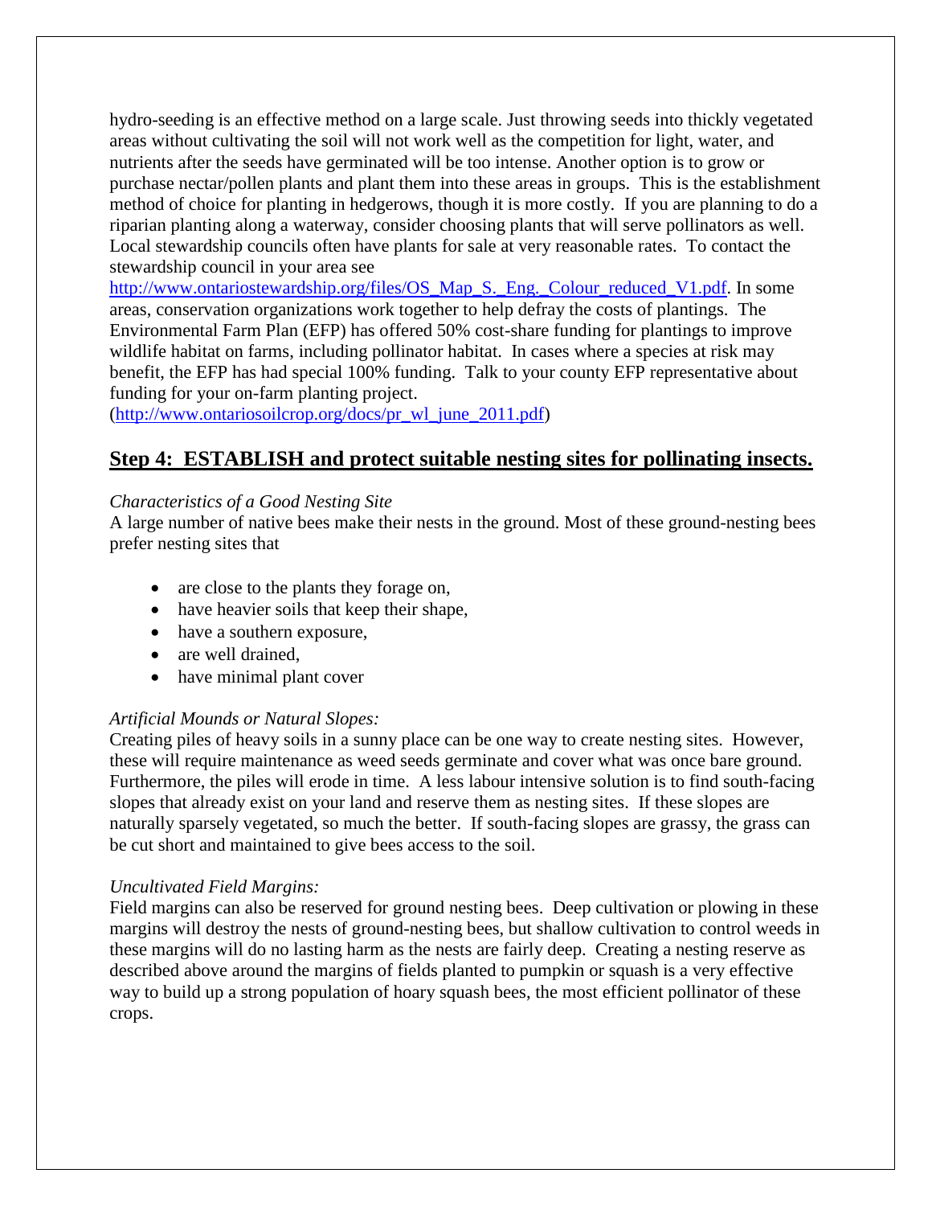hydro-seeding is an effective method on a large scale. Just throwing seeds into thickly vegetated areas without cultivating the soil will not work well as the competition for light, water, and nutrients after the seeds have germinated will be too intense. Another option is to grow or purchase nectar/pollen plants and plant them into these areas in groups. This is the establishment method of choice for planting in hedgerows, though it is more costly. If you are planning to do a riparian planting along a waterway, consider choosing plants that will serve pollinators as well. Local stewardship councils often have plants for sale at very reasonable rates. To contact the stewardship council in your area see http://www.ontariostewardship.org/files/OS_Map_S._Eng._Colour_reduced_V1.pdf. In some areas, conservation organizations work together to help defray the costs of plantings. The Environmental Farm Plan (EFP) has offered 50% cost-share funding for plantings to improve wildlife habitat on farms, including pollinator habitat. In cases where a species at risk may benefit, the EFP has had special 100% funding. Talk to your county EFP representative about funding for your on-farm planting project. (http://www.ontariosoilcrop.org/docs/pr_wl_june_2011.pdf)

## Step 4: ESTABLISH and protect suitable nesting sites for pollinating insects.

*Characteristics of a Good Nesting Site*

A large number of native bees make their nests in the ground. Most of these ground-nesting bees prefer nesting sites that

- are close to the plants they forage on,
- have heavier soils that keep their shape,
- have a southern exposure,
- are well drained,
- have minimal plant cover

*Artificial Mounds or Natural Slopes:*

Creating piles of heavy soils in a sunny place can be one way to create nesting sites. However, these will require maintenance as weed seeds germinate and cover what was once bare ground. Furthermore, the piles will erode in time. A less labour intensive solution is to find south-facing slopes that already exist on your land and reserve them as nesting sites. If these slopes are naturally sparsely vegetated, so much the better. If south-facing slopes are grassy, the grass can be cut short and maintained to give bees access to the soil.

*Uncultivated Field Margins:*

Field margins can also be reserved for ground nesting bees. Deep cultivation or plowing in these margins will destroy the nests of ground-nesting bees, but shallow cultivation to control weeds in these margins will do no lasting harm as the nests are fairly deep. Creating a nesting reserve as described above around the margins of fields planted to pumpkin or squash is a very effective way to build up a strong population of hoary squash bees, the most efficient pollinator of these crops.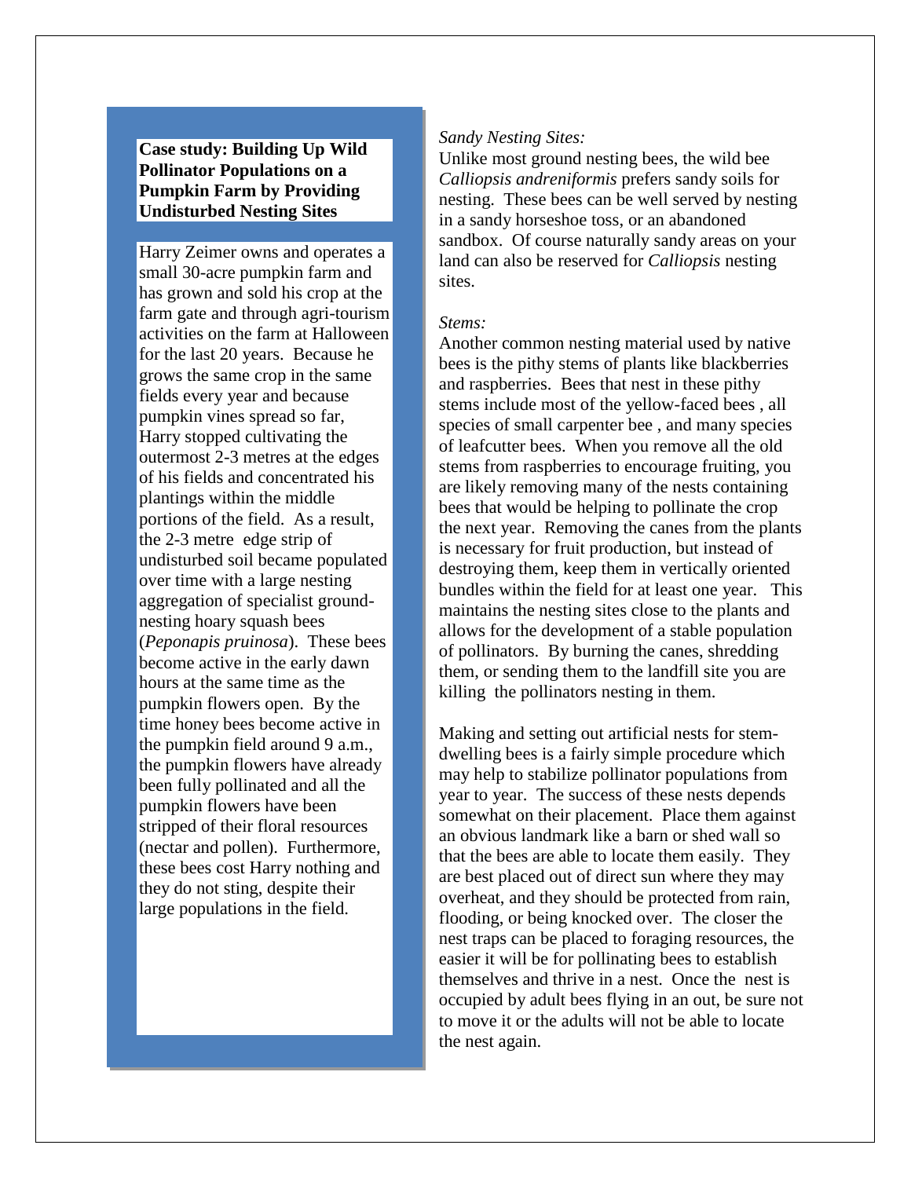**Case study: Building Up Wild Pollinator Populations on a Pumpkin Farm by Providing Undisturbed Nesting Sites**

Harry Zeimer owns and operates a small 30-acre pumpkin farm and has grown and sold his crop at the farm gate and through agri-tourism activities on the farm at Halloween for the last 20 years. Because he grows the same crop in the same fields every year and because pumpkin vines spread so far, Harry stopped cultivating the outermost 2-3 metres at the edges of his fields and concentrated his plantings within the middle portions of the field. As a result, the 2-3 metre edge strip of undisturbed soil became populated over time with a large nesting aggregation of specialist ground-nesting hoary squash bees (*Peponapis pruinosa*). These bees become active in the early dawn hours at the same time as the pumpkin flowers open. By the time honey bees become active in the pumpkin field around 9 a.m., the pumpkin flowers have already been fully pollinated and all the pumpkin flowers have been stripped of their floral resources (nectar and pollen). Furthermore, these bees cost Harry nothing and they do not sting, despite their large populations in the field.

*Sandy Nesting Sites:*

Unlike most ground nesting bees, the wild bee *Calliopsis andreniformis* prefers sandy soils for nesting. These bees can be well served by nesting in a sandy horseshoe toss, or an abandoned sandbox. Of course naturally sandy areas on your land can also be reserved for *Calliopsis* nesting sites.

*Stems:*

Another common nesting material used by native bees is the pithy stems of plants like blackberries and raspberries. Bees that nest in these pithy stems include most of the yellow-faced bees , all species of small carpenter bee , and many species of leafcutter bees. When you remove all the old stems from raspberries to encourage fruiting, you are likely removing many of the nests containing bees that would be helping to pollinate the crop the next year. Removing the canes from the plants is necessary for fruit production, but instead of destroying them, keep them in vertically oriented bundles within the field for at least one year. This maintains the nesting sites close to the plants and allows for the development of a stable population of pollinators. By burning the canes, shredding them, or sending them to the landfill site you are killing the pollinators nesting in them.

Making and setting out artificial nests for stem-dwelling bees is a fairly simple procedure which may help to stabilize pollinator populations from year to year. The success of these nests depends somewhat on their placement. Place them against an obvious landmark like a barn or shed wall so that the bees are able to locate them easily. They are best placed out of direct sun where they may overheat, and they should be protected from rain, flooding, or being knocked over. The closer the nest traps can be placed to foraging resources, the easier it will be for pollinating bees to establish themselves and thrive in a nest. Once the nest is occupied by adult bees flying in an out, be sure not to move it or the adults will not be able to locate the nest again.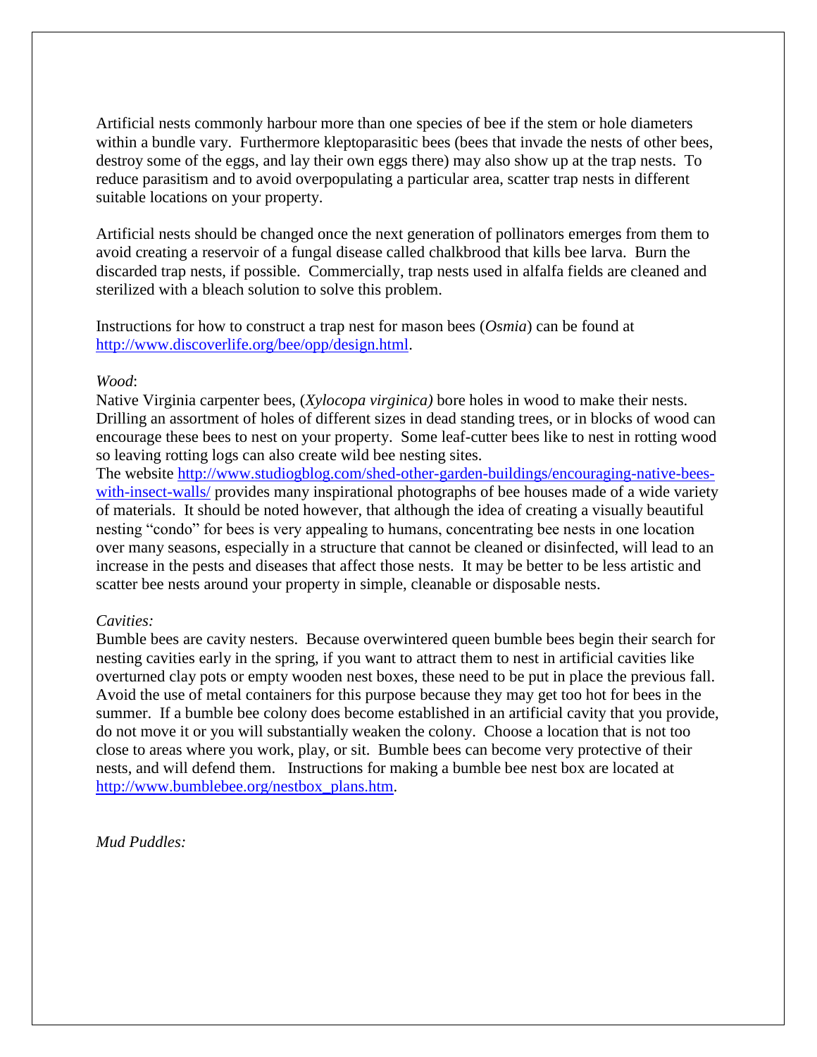Artificial nests commonly harbour more than one species of bee if the stem or hole diameters within a bundle vary. Furthermore kleptoparasitic bees (bees that invade the nests of other bees, destroy some of the eggs, and lay their own eggs there) may also show up at the trap nests. To reduce parasitism and to avoid overpopulating a particular area, scatter trap nests in different suitable locations on your property.

Artificial nests should be changed once the next generation of pollinators emerges from them to avoid creating a reservoir of a fungal disease called chalkbrood that kills bee larva. Burn the discarded trap nests, if possible. Commercially, trap nests used in alfalfa fields are cleaned and sterilized with a bleach solution to solve this problem.

Instructions for how to construct a trap nest for mason bees (*Osmia*) can be found at [http://www.discoverlife.org/bee/opp/design.html](http://www.discoverlife.org/bee/opp/design.html).

*Wood*:
Native Virginia carpenter bees, (*Xylocopa virginica)* bore holes in wood to make their nests. Drilling an assortment of holes of different sizes in dead standing trees, or in blocks of wood can encourage these bees to nest on your property. Some leaf-cutter bees like to nest in rotting wood so leaving rotting logs can also create wild bee nesting sites.
The website [http://www.studiogblog.com/shed-other-garden-buildings/encouraging-native-bees-with-insect-walls/](http://www.studiogblog.com/shed-other-garden-buildings/encouraging-native-bees-with-insect-walls/) provides many inspirational photographs of bee houses made of a wide variety of materials. It should be noted however, that although the idea of creating a visually beautiful nesting "condo" for bees is very appealing to humans, concentrating bee nests in one location over many seasons, especially in a structure that cannot be cleaned or disinfected, will lead to an increase in the pests and diseases that affect those nests. It may be better to be less artistic and scatter bee nests around your property in simple, cleanable or disposable nests.

*Cavities:*
Bumble bees are cavity nesters. Because overwintered queen bumble bees begin their search for nesting cavities early in the spring, if you want to attract them to nest in artificial cavities like overturned clay pots or empty wooden nest boxes, these need to be put in place the previous fall. Avoid the use of metal containers for this purpose because they may get too hot for bees in the summer. If a bumble bee colony does become established in an artificial cavity that you provide, do not move it or you will substantially weaken the colony. Choose a location that is not too close to areas where you work, play, or sit. Bumble bees can become very protective of their nests, and will defend them. Instructions for making a bumble bee nest box are located at [http://www.bumblebee.org/nestbox_plans.htm](http://www.bumblebee.org/nestbox_plans.htm).

*Mud Puddles:*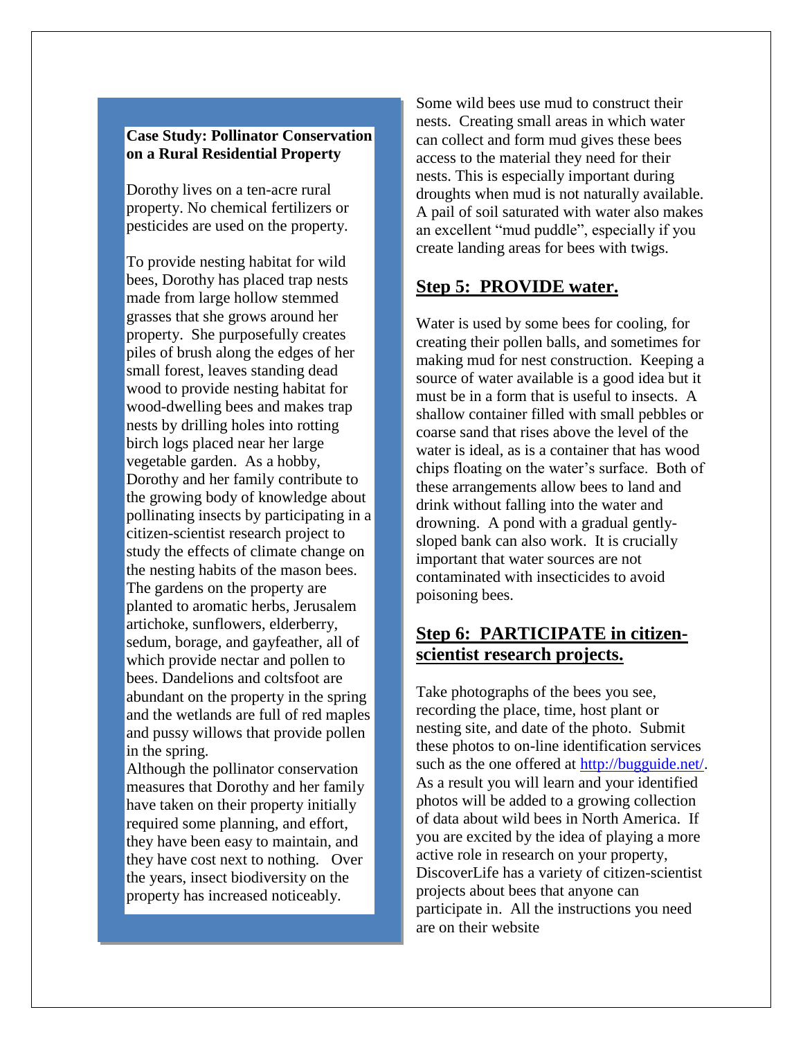**Case Study: Pollinator Conservation on a Rural Residential Property**

Dorothy lives on a ten-acre rural property. No chemical fertilizers or pesticides are used on the property.

To provide nesting habitat for wild bees, Dorothy has placed trap nests made from large hollow stemmed grasses that she grows around her property. She purposefully creates piles of brush along the edges of her small forest, leaves standing dead wood to provide nesting habitat for wood-dwelling bees and makes trap nests by drilling holes into rotting birch logs placed near her large vegetable garden. As a hobby, Dorothy and her family contribute to the growing body of knowledge about pollinating insects by participating in a citizen-scientist research project to study the effects of climate change on the nesting habits of the mason bees. The gardens on the property are planted to aromatic herbs, Jerusalem artichoke, sunflowers, elderberry, sedum, borage, and gayfeather, all of which provide nectar and pollen to bees. Dandelions and coltsfoot are abundant on the property in the spring and the wetlands are full of red maples and pussy willows that provide pollen in the spring.

Although the pollinator conservation measures that Dorothy and her family have taken on their property initially required some planning, and effort, they have been easy to maintain, and they have cost next to nothing. Over the years, insect biodiversity on the property has increased noticeably.

Some wild bees use mud to construct their nests. Creating small areas in which water can collect and form mud gives these bees access to the material they need for their nests. This is especially important during droughts when mud is not naturally available. A pail of soil saturated with water also makes an excellent "mud puddle", especially if you create landing areas for bees with twigs.

## Step 5: PROVIDE water.

Water is used by some bees for cooling, for creating their pollen balls, and sometimes for making mud for nest construction. Keeping a source of water available is a good idea but it must be in a form that is useful to insects. A shallow container filled with small pebbles or coarse sand that rises above the level of the water is ideal, as is a container that has wood chips floating on the water's surface. Both of these arrangements allow bees to land and drink without falling into the water and drowning. A pond with a gradual gently-sloped bank can also work. It is crucially important that water sources are not contaminated with insecticides to avoid poisoning bees.

## Step 6: PARTICIPATE in citizen-scientist research projects.

Take photographs of the bees you see, recording the place, time, host plant or nesting site, and date of the photo. Submit these photos to on-line identification services such as the one offered at http://bugguide.net/. As a result you will learn and your identified photos will be added to a growing collection of data about wild bees in North America. If you are excited by the idea of playing a more active role in research on your property, DiscoverLife has a variety of citizen-scientist projects about bees that anyone can participate in. All the instructions you need are on their website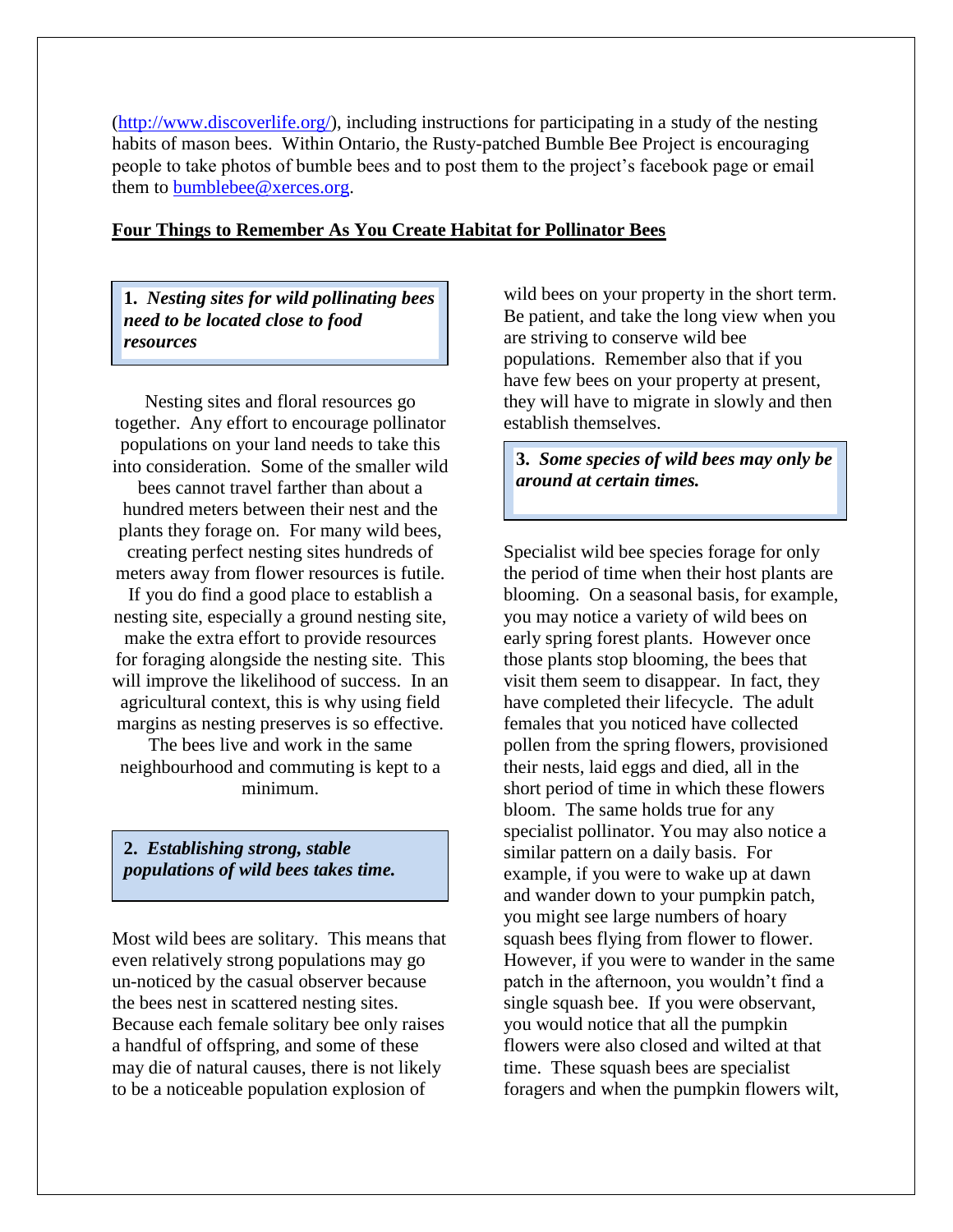(http://www.discoverlife.org/), including instructions for participating in a study of the nesting habits of mason bees. Within Ontario, the Rusty-patched Bumble Bee Project is encouraging people to take photos of bumble bees and to post them to the project's facebook page or email them to bumblebee@xerces.org.

## Four Things to Remember As You Create Habitat for Pollinator Bees

### 1. *Nesting sites for wild pollinating bees need to be located close to food resources*

Nesting sites and floral resources go together. Any effort to encourage pollinator populations on your land needs to take this into consideration. Some of the smaller wild bees cannot travel farther than about a hundred meters between their nest and the plants they forage on. For many wild bees, creating perfect nesting sites hundreds of meters away from flower resources is futile. If you do find a good place to establish a nesting site, especially a ground nesting site, make the extra effort to provide resources for foraging alongside the nesting site. This will improve the likelihood of success. In an agricultural context, this is why using field margins as nesting preserves is so effective. The bees live and work in the same neighbourhood and commuting is kept to a minimum.

### 2. *Establishing strong, stable populations of wild bees takes time.*

Most wild bees are solitary. This means that even relatively strong populations may go un-noticed by the casual observer because the bees nest in scattered nesting sites. Because each female solitary bee only raises a handful of offspring, and some of these may die of natural causes, there is not likely to be a noticeable population explosion of wild bees on your property in the short term. Be patient, and take the long view when you are striving to conserve wild bee populations. Remember also that if you have few bees on your property at present, they will have to migrate in slowly and then establish themselves.

### 3. *Some species of wild bees may only be around at certain times.*

Specialist wild bee species forage for only the period of time when their host plants are blooming. On a seasonal basis, for example, you may notice a variety of wild bees on early spring forest plants. However once those plants stop blooming, the bees that visit them seem to disappear. In fact, they have completed their lifecycle. The adult females that you noticed have collected pollen from the spring flowers, provisioned their nests, laid eggs and died, all in the short period of time in which these flowers bloom. The same holds true for any specialist pollinator. You may also notice a similar pattern on a daily basis. For example, if you were to wake up at dawn and wander down to your pumpkin patch, you might see large numbers of hoary squash bees flying from flower to flower. However, if you were to wander in the same patch in the afternoon, you wouldn't find a single squash bee. If you were observant, you would notice that all the pumpkin flowers were also closed and wilted at that time. These squash bees are specialist foragers and when the pumpkin flowers wilt,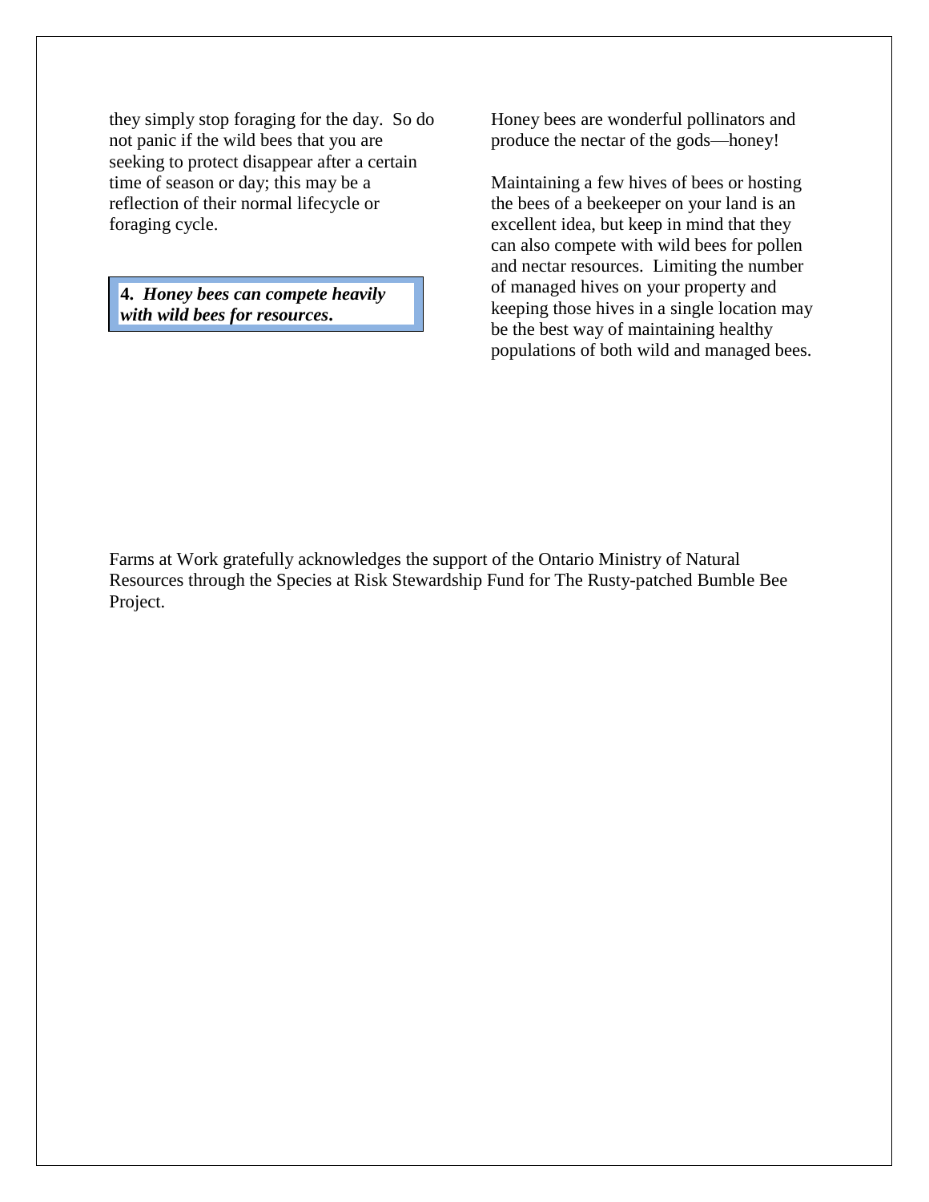they simply stop foraging for the day. So do not panic if the wild bees that you are seeking to protect disappear after a certain time of season or day; this may be a reflection of their normal lifecycle or foraging cycle.

**4.** ***Honey bees can compete heavily with wild bees for resources*****.**

Honey bees are wonderful pollinators and produce the nectar of the gods—honey!

Maintaining a few hives of bees or hosting the bees of a beekeeper on your land is an excellent idea, but keep in mind that they can also compete with wild bees for pollen and nectar resources. Limiting the number of managed hives on your property and keeping those hives in a single location may be the best way of maintaining healthy populations of both wild and managed bees.

Farms at Work gratefully acknowledges the support of the Ontario Ministry of Natural Resources through the Species at Risk Stewardship Fund for The Rusty-patched Bumble Bee Project.